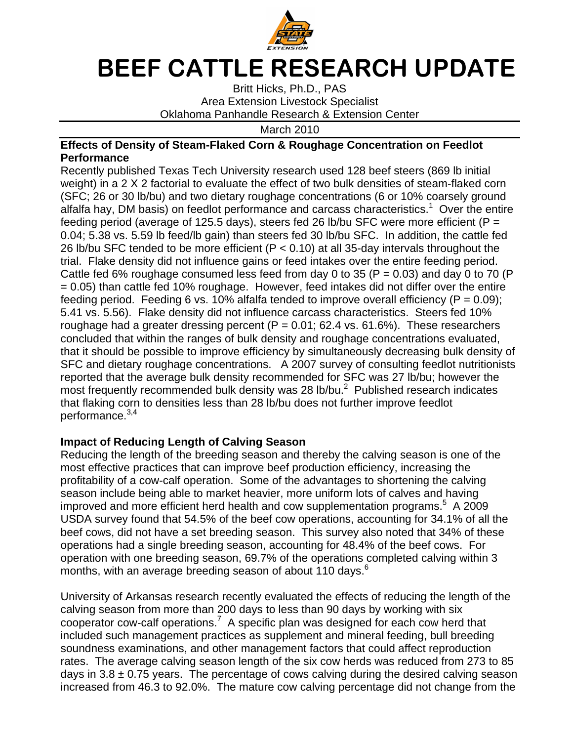# BEEF CATTLE RESEARCH UPDATE

Britt Hicks, Ph.D., PAS
Area Extension Livestock Specialist
Oklahoma Panhandle Research & Extension Center

March 2010

## Effects of Density of Steam-Flaked Corn & Roughage Concentration on Feedlot Performance

Recently published Texas Tech University research used 128 beef steers (869 lb initial weight) in a 2 X 2 factorial to evaluate the effect of two bulk densities of steam-flaked corn (SFC; 26 or 30 lb/bu) and two dietary roughage concentrations (6 or 10% coarsely ground alfalfa hay, DM basis) on feedlot performance and carcass characteristics.[1] Over the entire feeding period (average of 125.5 days), steers fed 26 lb/bu SFC were more efficient ($P = 0.04$; 5.38 vs. 5.59 lb feed/lb gain) than steers fed 30 lb/bu SFC. In addition, the cattle fed 26 lb/bu SFC tended to be more efficient ($P < 0.10$) at all 35-day intervals throughout the trial. Flake density did not influence gains or feed intakes over the entire feeding period. Cattle fed 6% roughage consumed less feed from day 0 to 35 ($P = 0.03$) and day 0 to 70 ($P = 0.05$) than cattle fed 10% roughage. However, feed intakes did not differ over the entire feeding period. Feeding 6 vs. 10% alfalfa tended to improve overall efficiency ($P = 0.09$); 5.41 vs. 5.56). Flake density did not influence carcass characteristics. Steers fed 10% roughage had a greater dressing percent ($P = 0.01$; 62.4 vs. 61.6%). These researchers concluded that within the ranges of bulk density and roughage concentrations evaluated, that it should be possible to improve efficiency by simultaneously decreasing bulk density of SFC and dietary roughage concentrations. A 2007 survey of consulting feedlot nutritionists reported that the average bulk density recommended for SFC was 27 lb/bu; however the most frequently recommended bulk density was 28 lb/bu.[2] Published research indicates that flaking corn to densities less than 28 lb/bu does not further improve feedlot performance.[3,4]

## Impact of Reducing Length of Calving Season

Reducing the length of the breeding season and thereby the calving season is one of the most effective practices that can improve beef production efficiency, increasing the profitability of a cow-calf operation. Some of the advantages to shortening the calving season include being able to market heavier, more uniform lots of calves and having improved and more efficient herd health and cow supplementation programs.[5] A 2009 USDA survey found that 54.5% of the beef cow operations, accounting for 34.1% of all the beef cows, did not have a set breeding season. This survey also noted that 34% of these operations had a single breeding season, accounting for 48.4% of the beef cows. For operation with one breeding season, 69.7% of the operations completed calving within 3 months, with an average breeding season of about 110 days.[6]

University of Arkansas research recently evaluated the effects of reducing the length of the calving season from more than 200 days to less than 90 days by working with six cooperator cow-calf operations.[7] A specific plan was designed for each cow herd that included such management practices as supplement and mineral feeding, bull breeding soundness examinations, and other management factors that could affect reproduction rates. The average calving season length of the six cow herds was reduced from 273 to 85 days in $3.8 \pm 0.75$ years. The percentage of cows calving during the desired calving season increased from 46.3 to 92.0%. The mature cow calving percentage did not change from the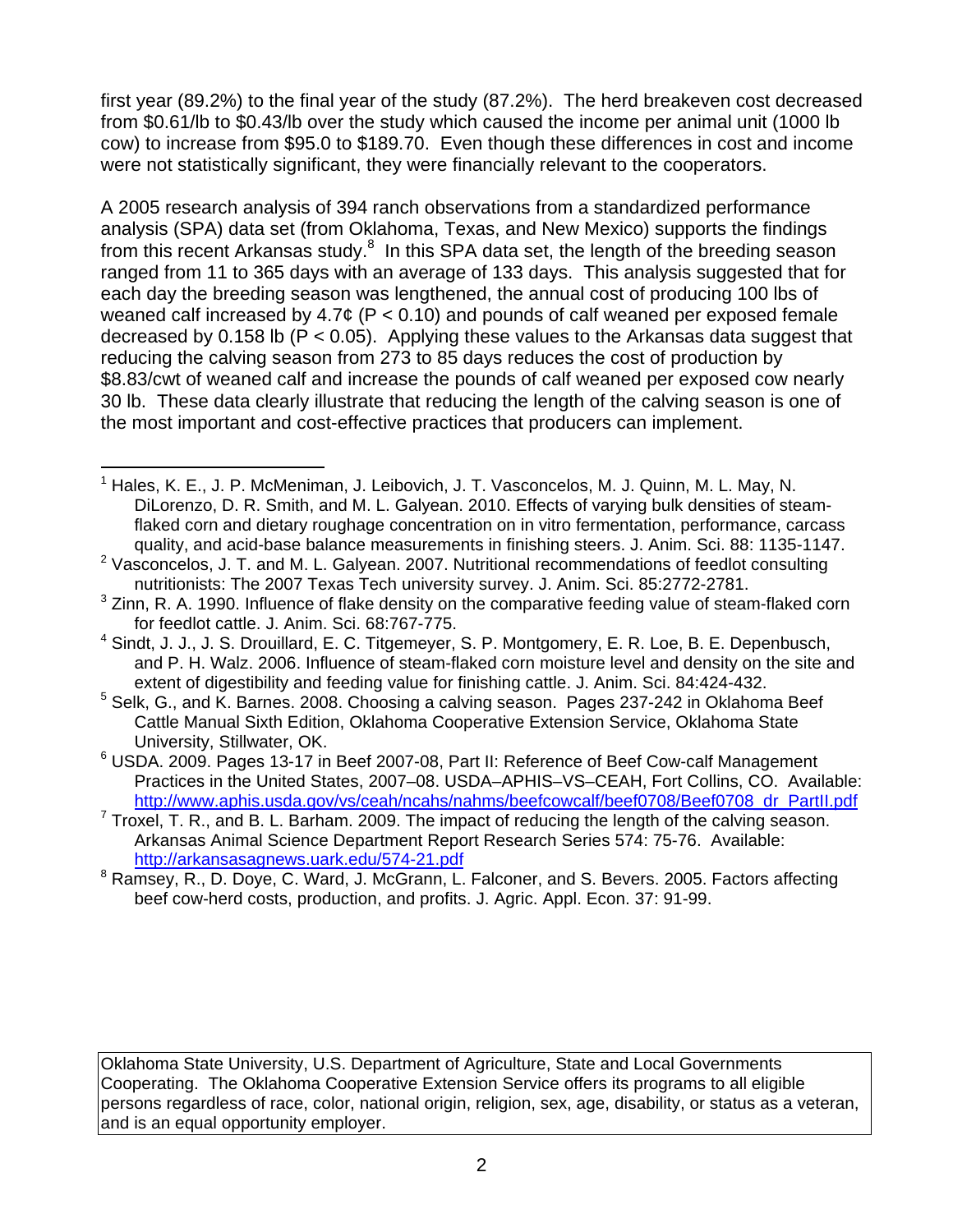first year (89.2%) to the final year of the study (87.2%). The herd breakeven cost decreased from $0.61/lb to $0.43/lb over the study which caused the income per animal unit (1000 lb cow) to increase from $95.0 to $189.70. Even though these differences in cost and income were not statistically significant, they were financially relevant to the cooperators.

A 2005 research analysis of 394 ranch observations from a standardized performance analysis (SPA) data set (from Oklahoma, Texas, and New Mexico) supports the findings from this recent Arkansas study.[8] In this SPA data set, the length of the breeding season ranged from 11 to 365 days with an average of 133 days. This analysis suggested that for each day the breeding season was lengthened, the annual cost of producing 100 lbs of weaned calf increased by 4.7¢ ($P < 0.10$) and pounds of calf weaned per exposed female decreased by 0.158 lb ($P < 0.05$). Applying these values to the Arkansas data suggest that reducing the calving season from 273 to 85 days reduces the cost of production by $8.83/cwt of weaned calf and increase the pounds of calf weaned per exposed cow nearly 30 lb. These data clearly illustrate that reducing the length of the calving season is one of the most important and cost-effective practices that producers can implement.

---

[1] Hales, K. E., J. P. McMeniman, J. Leibovich, J. T. Vasconcelos, M. J. Quinn, M. L. May, N. DiLorenzo, D. R. Smith, and M. L. Galyean. 2010. Effects of varying bulk densities of steam-flaked corn and dietary roughage concentration on in vitro fermentation, performance, carcass quality, and acid-base balance measurements in finishing steers. J. Anim. Sci. 88: 1135-1147.

[2] Vasconcelos, J. T. and M. L. Galyean. 2007. Nutritional recommendations of feedlot consulting nutritionists: The 2007 Texas Tech university survey. J. Anim. Sci. 85:2772-2781.

[3] Zinn, R. A. 1990. Influence of flake density on the comparative feeding value of steam-flaked corn for feedlot cattle. J. Anim. Sci. 68:767-775.

[4] Sindt, J. J., J. S. Drouillard, E. C. Titgemeyer, S. P. Montgomery, E. R. Loe, B. E. Depenbusch, and P. H. Walz. 2006. Influence of steam-flaked corn moisture level and density on the site and extent of digestibility and feeding value for finishing cattle. J. Anim. Sci. 84:424-432.

[5] Selk, G., and K. Barnes. 2008. Choosing a calving season. Pages 237-242 in Oklahoma Beef Cattle Manual Sixth Edition, Oklahoma Cooperative Extension Service, Oklahoma State University, Stillwater, OK.

[6] USDA. 2009. Pages 13-17 in Beef 2007-08, Part II: Reference of Beef Cow-calf Management Practices in the United States, 2007–08. USDA–APHIS–VS–CEAH, Fort Collins, CO. Available: http://www.aphis.usda.gov/vs/ceah/ncahs/nahms/beefcowcalf/beef0708/Beef0708_dr_PartII.pdf

[7] Troxel, T. R., and B. L. Barham. 2009. The impact of reducing the length of the calving season. Arkansas Animal Science Department Report Research Series 574: 75-76. Available: http://arkansasagnews.uark.edu/574-21.pdf

[8] Ramsey, R., D. Doye, C. Ward, J. McGrann, L. Falconer, and S. Bevers. 2005. Factors affecting beef cow-herd costs, production, and profits. J. Agric. Appl. Econ. 37: 91-99.

Oklahoma State University, U.S. Department of Agriculture, State and Local Governments Cooperating. The Oklahoma Cooperative Extension Service offers its programs to all eligible persons regardless of race, color, national origin, religion, sex, age, disability, or status as a veteran, and is an equal opportunity employer.